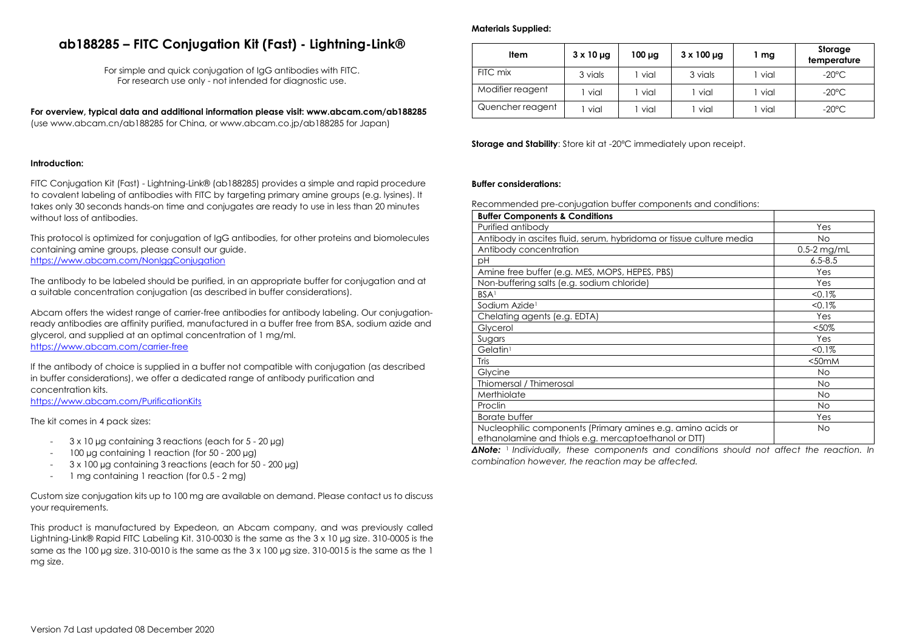# ab188285 – FITC Conjugation Kit (Fast) - Lightning-Link®

For simple and quick conjugation of IgG antibodies with FITC.
For research use only - not intended for diagnostic use.

**For overview, typical data and additional information please visit: www.abcam.com/ab188285**
(use www.abcam.cn/ab188285 for China, or www.abcam.co.jp/ab188285 for Japan)

### Introduction:

FITC Conjugation Kit (Fast) - Lightning-Link® (ab188285) provides a simple and rapid procedure to covalent labeling of antibodies with FITC by targeting primary amine groups (e.g. lysines). It takes only 30 seconds hands-on time and conjugates are ready to use in less than 20 minutes without loss of antibodies.

This protocol is optimized for conjugation of IgG antibodies, for other proteins and biomolecules containing amine groups, please consult our guide.
https://www.abcam.com/NonIggConjugation

The antibody to be labeled should be purified, in an appropriate buffer for conjugation and at a suitable concentration conjugation (as described in buffer considerations).

Abcam offers the widest range of carrier-free antibodies for antibody labeling. Our conjugation-ready antibodies are affinity purified, manufactured in a buffer free from BSA, sodium azide and glycerol, and supplied at an optimal concentration of 1 mg/ml.
https://www.abcam.com/carrier-free

If the antibody of choice is supplied in a buffer not compatible with conjugation (as described in buffer considerations), we offer a dedicated range of antibody purification and concentration kits.
https://www.abcam.com/PurificationKits

The kit comes in 4 pack sizes:

- 3 x 10 µg containing 3 reactions (each for 5 - 20 µg)
- 100 µg containing 1 reaction (for 50 - 200 µg)
- 3 x 100 µg containing 3 reactions (each for 50 - 200 µg)
- 1 mg containing 1 reaction (for 0.5 - 2 mg)

Custom size conjugation kits up to 100 mg are available on demand. Please contact us to discuss your requirements.

This product is manufactured by Expedeon, an Abcam company, and was previously called Lightning-Link® Rapid FITC Labeling Kit. 310-0030 is the same as the 3 x 10 µg size. 310-0005 is the same as the 100 µg size. 310-0010 is the same as the 3 x 100 µg size. 310-0015 is the same as the 1 mg size.

### Materials Supplied:

| Item | 3 x 10 µg | 100 µg | 3 x 100 µg | 1 mg | Storage temperature |
|---|---|---|---|---|---|
| FITC mix | 3 vials | 1 vial | 3 vials | 1 vial | -20°C |
| Modifier reagent | 1 vial | 1 vial | 1 vial | 1 vial | -20°C |
| Quencher reagent | 1 vial | 1 vial | 1 vial | 1 vial | -20°C |

**Storage and Stability**: Store kit at -20°C immediately upon receipt.

### Buffer considerations:

Recommended pre-conjugation buffer components and conditions:

| Buffer Components & Conditions | |
|---|---|
| Purified antibody | Yes |
| Antibody in ascites fluid, serum, hybridoma or tissue culture media | No |
| Antibody concentration | 0.5-2 mg/mL |
| pH | 6.5-8.5 |
| Amine free buffer (e.g. MES, MOPS, HEPES, PBS) | Yes |
| Non-buffering salts (e.g. sodium chloride) | Yes |
| BSA[1] | <0.1% |
| Sodium Azide[1] | <0.1% |
| Chelating agents (e.g. EDTA) | Yes |
| Glycerol | <50% |
| Sugars | Yes |
| Gelatin[1] | <0.1% |
| Tris | <50mM |
| Glycine | No |
| Thiomersal / Thimerosal | No |
| Merthiolate | No |
| Proclin | No |
| Borate buffer | Yes |
| Nucleophilic components (Primary amines e.g. amino acids or ethanolamine and thiols e.g. mercaptoethanol or DTT) | No |

***ΔNote:*** *[1] Individually, these components and conditions should not affect the reaction. In combination however, the reaction may be affected.*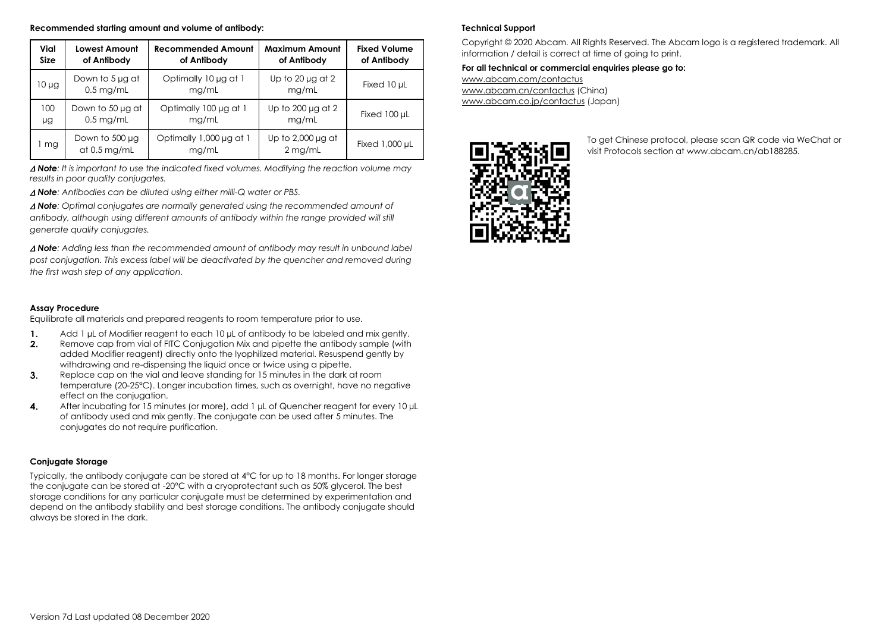**Recommended starting amount and volume of antibody:**

| Vial Size | Lowest Amount of Antibody | Recommended Amount of Antibody | Maximum Amount of Antibody | Fixed Volume of Antibody |
|---|---|---|---|---|
| 10 µg | Down to 5 µg at 0.5 mg/mL | Optimally 10 µg at 1 mg/mL | Up to 20 µg at 2 mg/mL | Fixed 10 µL |
| 100 µg | Down to 50 µg at 0.5 mg/mL | Optimally 100 µg at 1 mg/mL | Up to 200 µg at 2 mg/mL | Fixed 100 µL |
| 1 mg | Down to 500 µg at 0.5 mg/mL | Optimally 1,000 µg at 1 mg/mL | Up to 2,000 µg at 2 mg/mL | Fixed 1,000 µL |

Δ ***Note***: *It is important to use the indicated fixed volumes. Modifying the reaction volume may results in poor quality conjugates.*

Δ ***Note***: *Antibodies can be diluted using either milli-Q water or PBS.*

Δ ***Note***: *Optimal conjugates are normally generated using the recommended amount of antibody, although using different amounts of antibody within the range provided will still generate quality conjugates.*

Δ ***Note***: *Adding less than the recommended amount of antibody may result in unbound label post conjugation. This excess label will be deactivated by the quencher and removed during the first wash step of any application.*

**Assay Procedure**

Equilibrate all materials and prepared reagents to room temperature prior to use.

1. Add 1 µL of Modifier reagent to each 10 µL of antibody to be labeled and mix gently.
2. Remove cap from vial of FITC Conjugation Mix and pipette the antibody sample (with added Modifier reagent) directly onto the lyophilized material. Resuspend gently by withdrawing and re-dispensing the liquid once or twice using a pipette.
3. Replace cap on the vial and leave standing for 15 minutes in the dark at room temperature (20-25°C). Longer incubation times, such as overnight, have no negative effect on the conjugation.
4. After incubating for 15 minutes (or more), add 1 µL of Quencher reagent for every 10 µL of antibody used and mix gently. The conjugate can be used after 5 minutes. The conjugates do not require purification.

**Conjugate Storage**

Typically, the antibody conjugate can be stored at 4°C for up to 18 months. For longer storage the conjugate can be stored at -20°C with a cryoprotectant such as 50% glycerol. The best storage conditions for any particular conjugate must be determined by experimentation and depend on the antibody stability and best storage conditions. The antibody conjugate should always be stored in the dark.

Version 7d Last updated 08 December 2020

**Technical Support**

Copyright © 2020 Abcam. All Rights Reserved. The Abcam logo is a registered trademark. All information / detail is correct at time of going to print.

**For all technical or commercial enquiries please go to:**

www.abcam.com/contactus
www.abcam.cn/contactus (China)
www.abcam.co.jp/contactus (Japan)

To get Chinese protocol, please scan QR code via WeChat or visit Protocols section at www.abcam.cn/ab188285.